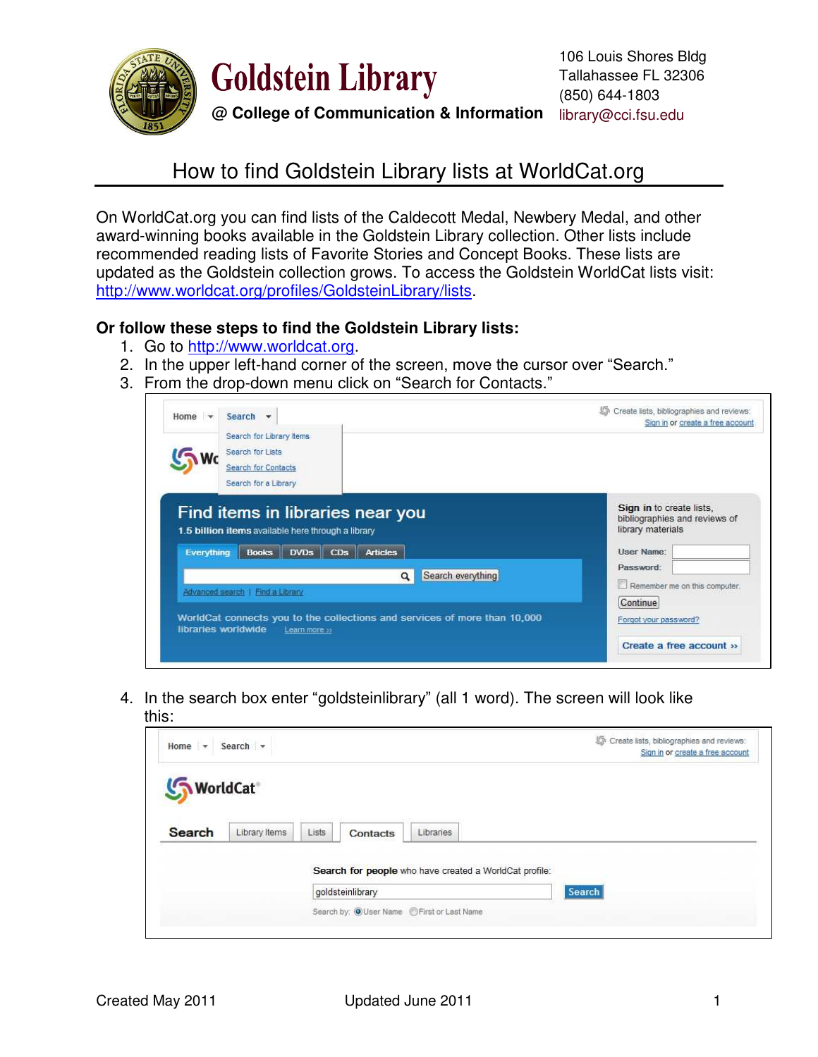# Goldstein Library

**@ College of Communication & Information**

106 Louis Shores Bldg
Tallahassee FL 32306
(850) 644-1803
library@cci.fsu.edu

## How to find Goldstein Library lists at WorldCat.org

On WorldCat.org you can find lists of the Caldecott Medal, Newbery Medal, and other award-winning books available in the Goldstein Library collection. Other lists include recommended reading lists of Favorite Stories and Concept Books. These lists are updated as the Goldstein collection grows. To access the Goldstein WorldCat lists visit: http://www.worldcat.org/profiles/GoldsteinLibrary/lists.

**Or follow these steps to find the Goldstein Library lists:**

1. Go to http://www.worldcat.org.
2. In the upper left-hand corner of the screen, move the cursor over "Search."
3. From the drop-down menu click on "Search for Contacts."
4. In the search box enter "goldsteinlibrary" (all 1 word). The screen will look like this:

Created May 2011 Updated June 2011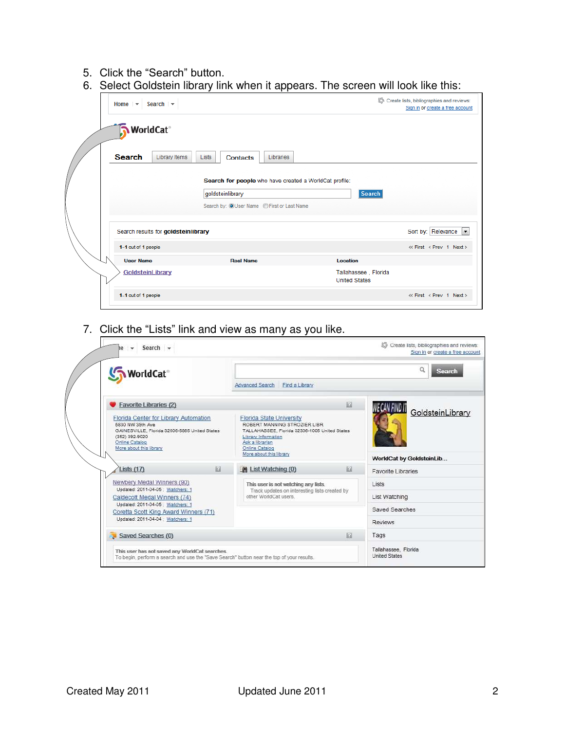5. Click the "Search" button.
6. Select Goldstein library link when it appears. The screen will look like this:

7. Click the "Lists" link and view as many as you like.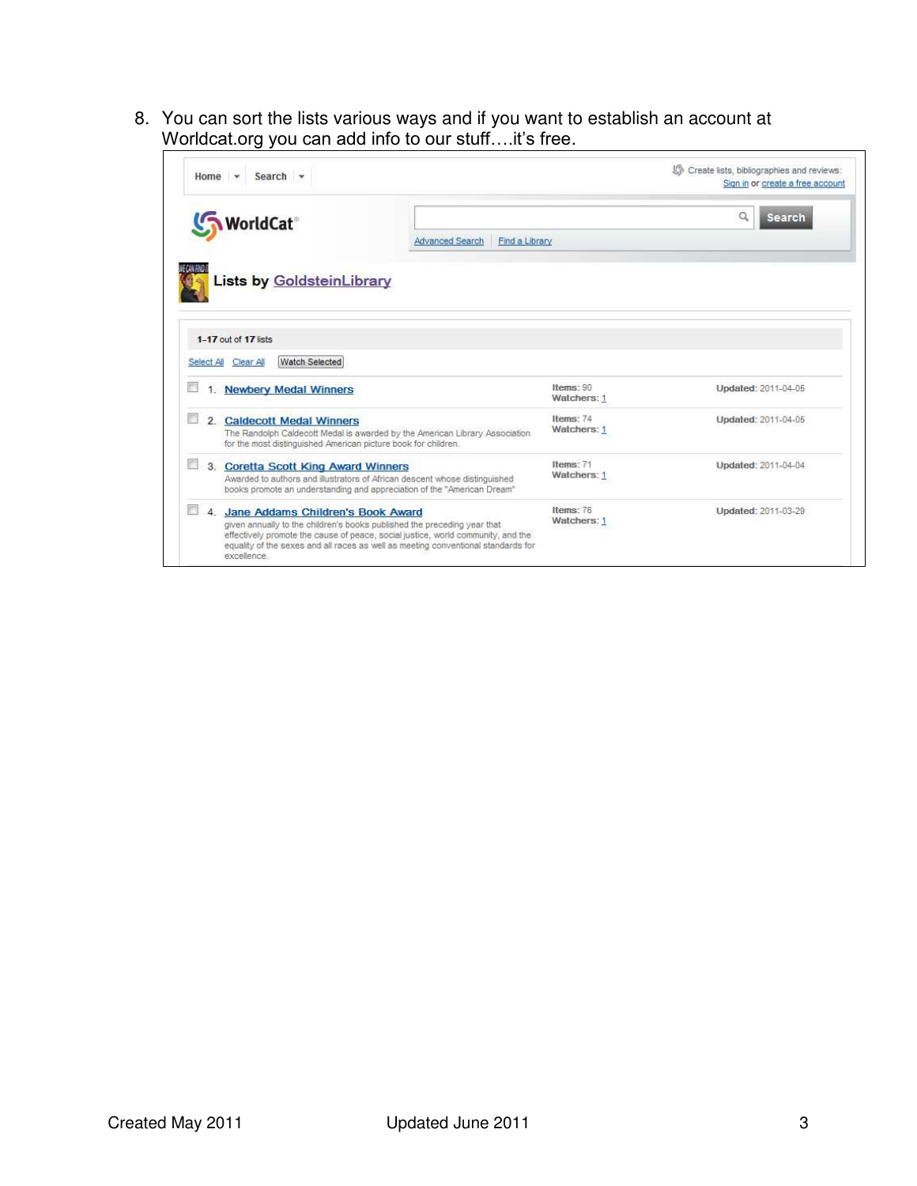8. You can sort the lists various ways and if you want to establish an account at Worldcat.org you can add info to our stuff….it's free.

Home | Search

Create lists, bibliographies and reviews: Sign in or create a free account

WorldCat®

Search

Advanced Search | Find a Library

## Lists by GoldsteinLibrary

**1–17** out of **17** lists

Select All Clear All Watch Selected

| | | | |
|---|---|---|---|
| 1. | **Newbery Medal Winners** | **Items:** 90<br>**Watchers:** 1 | **Updated:** 2011-04-05 |
| 2. | **Caldecott Medal Winners**<br>The Randolph Caldecott Medal is awarded by the American Library Association for the most distinguished American picture book for children. | **Items:** 74<br>**Watchers:** 1 | **Updated:** 2011-04-05 |
| 3. | **Coretta Scott King Award Winners**<br>Awarded to authors and illustrators of African descent whose distinguished books promote an understanding and appreciation of the "American Dream" | **Items:** 71<br>**Watchers:** 1 | **Updated:** 2011-04-04 |
| 4. | **Jane Addams Children's Book Award**<br>given annually to the children's books published the preceding year that effectively promote the cause of peace, social justice, world community, and the equality of the sexes and all races as well as meeting conventional standards for excellence. | **Items:** 76<br>**Watchers:** 1 | **Updated:** 2011-03-29 |

Created May 2011 Updated June 2011